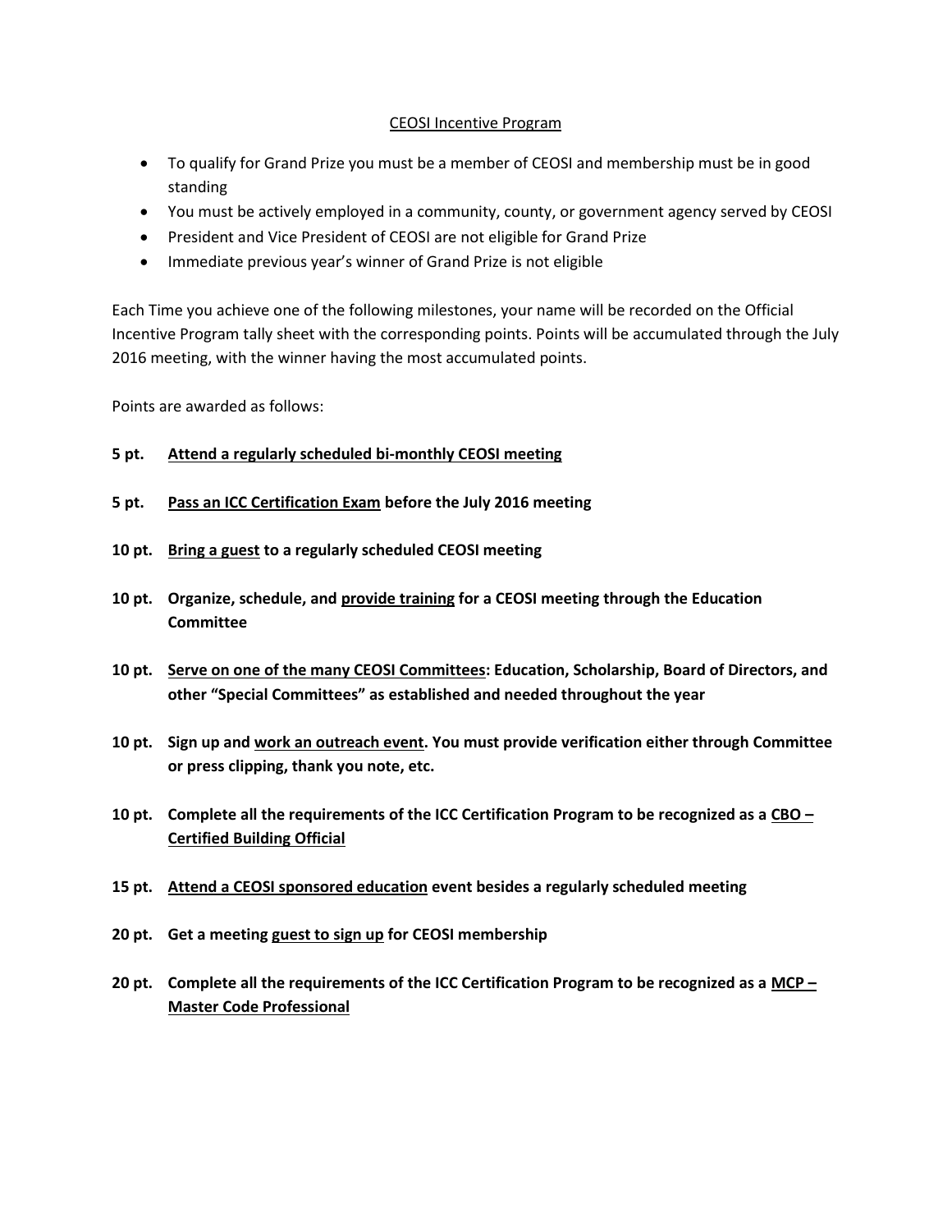# CEOSI Incentive Program

- To qualify for Grand Prize you must be a member of CEOSI and membership must be in good standing
- You must be actively employed in a community, county, or government agency served by CEOSI
- President and Vice President of CEOSI are not eligible for Grand Prize
- Immediate previous year's winner of Grand Prize is not eligible

Each Time you achieve one of the following milestones, your name will be recorded on the Official Incentive Program tally sheet with the corresponding points. Points will be accumulated through the July 2016 meeting, with the winner having the most accumulated points.

Points are awarded as follows:

**5 pt.** **Attend a regularly scheduled bi-monthly CEOSI meeting**

**5 pt.** **Pass an ICC Certification Exam before the July 2016 meeting**

**10 pt.** **Bring a guest to a regularly scheduled CEOSI meeting**

**10 pt.** **Organize, schedule, and provide training for a CEOSI meeting through the Education Committee**

**10 pt.** **Serve on one of the many CEOSI Committees: Education, Scholarship, Board of Directors, and other "Special Committees" as established and needed throughout the year**

**10 pt.** **Sign up and work an outreach event. You must provide verification either through Committee or press clipping, thank you note, etc.**

**10 pt.** **Complete all the requirements of the ICC Certification Program to be recognized as a CBO – Certified Building Official**

**15 pt.** **Attend a CEOSI sponsored education event besides a regularly scheduled meeting**

**20 pt.** **Get a meeting guest to sign up for CEOSI membership**

**20 pt.** **Complete all the requirements of the ICC Certification Program to be recognized as a MCP – Master Code Professional**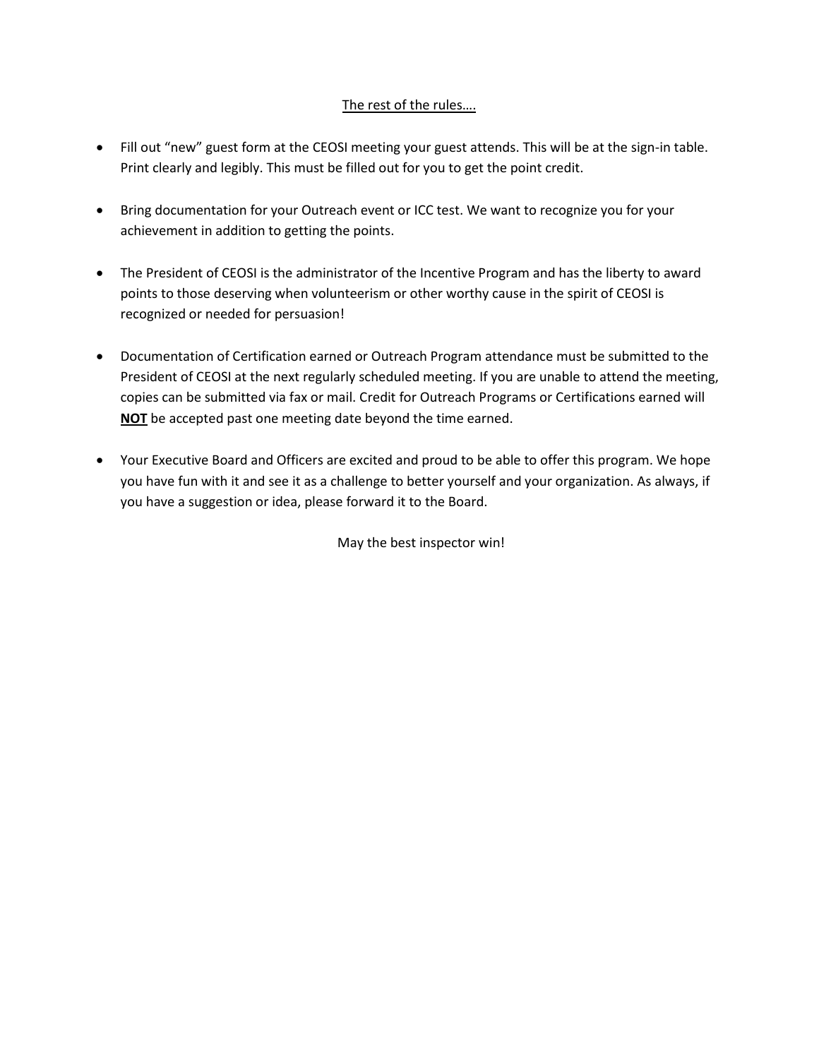The rest of the rules….

- Fill out "new" guest form at the CEOSI meeting your guest attends. This will be at the sign-in table. Print clearly and legibly. This must be filled out for you to get the point credit.
- Bring documentation for your Outreach event or ICC test. We want to recognize you for your achievement in addition to getting the points.
- The President of CEOSI is the administrator of the Incentive Program and has the liberty to award points to those deserving when volunteerism or other worthy cause in the spirit of CEOSI is recognized or needed for persuasion!
- Documentation of Certification earned or Outreach Program attendance must be submitted to the President of CEOSI at the next regularly scheduled meeting. If you are unable to attend the meeting, copies can be submitted via fax or mail. Credit for Outreach Programs or Certifications earned will **NOT** be accepted past one meeting date beyond the time earned.
- Your Executive Board and Officers are excited and proud to be able to offer this program. We hope you have fun with it and see it as a challenge to better yourself and your organization. As always, if you have a suggestion or idea, please forward it to the Board.

May the best inspector win!